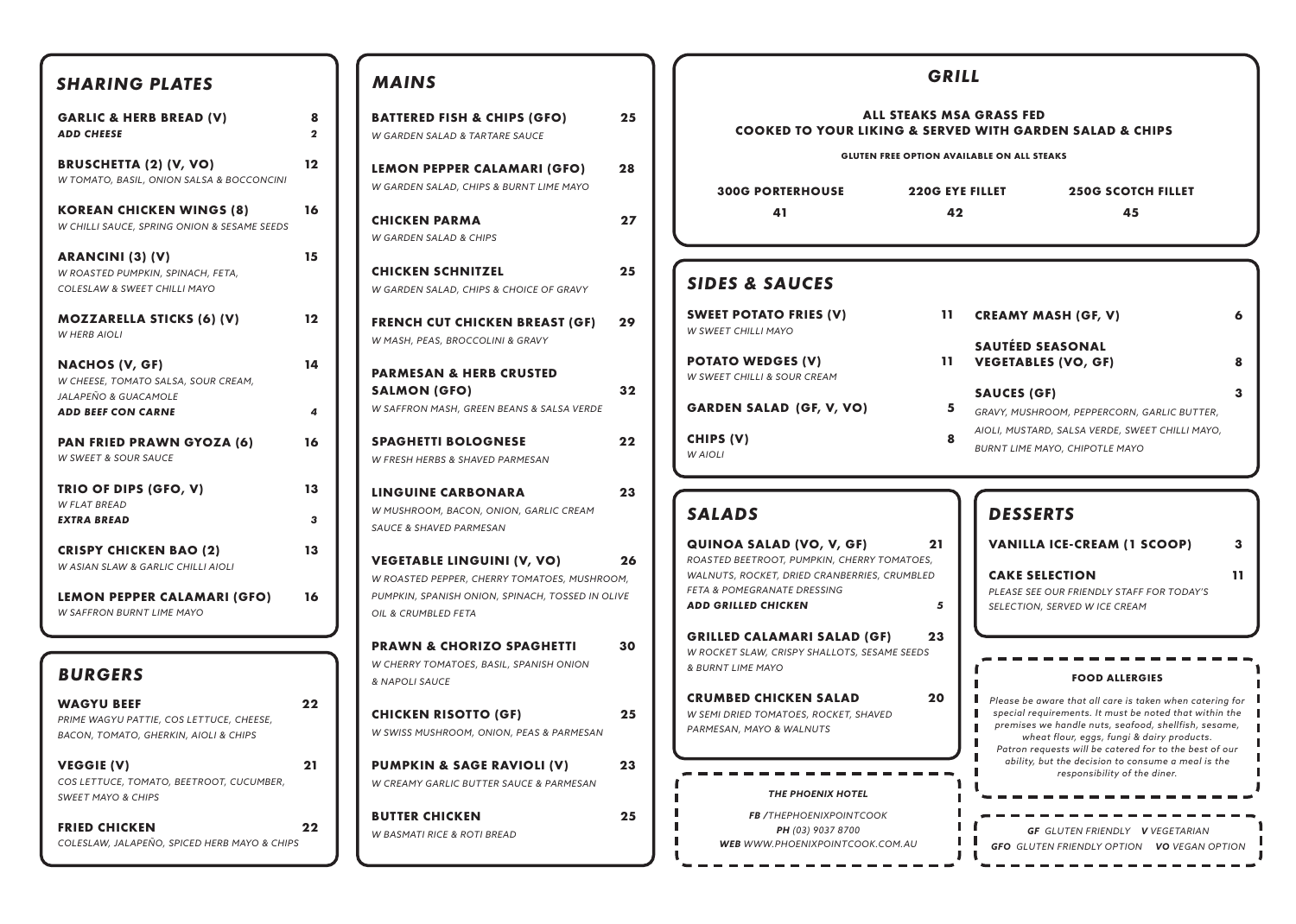## SHARING PLATES

**GARLIC & HERB BREAD (V)** 8
***ADD CHEESE*** 2

**BRUSCHETTA (2) (V, VO)** 12
*W TOMATO, BASIL, ONION SALSA & BOCCONCINI*

**KOREAN CHICKEN WINGS (8)** 16
*W CHILLI SAUCE, SPRING ONION & SESAME SEEDS*

**ARANCINI (3) (V)** 15
*W ROASTED PUMPKIN, SPINACH, FETA, COLESLAW & SWEET CHILLI MAYO*

**MOZZARELLA STICKS (6) (V)** 12
*W HERB AIOLI*

**NACHOS (V, GF)** 14
*W CHEESE, TOMATO SALSA, SOUR CREAM, JALAPEÑO & GUACAMOLE*
***ADD BEEF CON CARNE*** 4

**PAN FRIED PRAWN GYOZA (6)** 16
*W SWEET & SOUR SAUCE*

**TRIO OF DIPS (GFO, V)** 13
*W FLAT BREAD*
***EXTRA BREAD*** 3

**CRISPY CHICKEN BAO (2)** 13
*W ASIAN SLAW & GARLIC CHILLI AIOLI*

**LEMON PEPPER CALAMARI (GFO)** 16
*W SAFFRON BURNT LIME MAYO*

## BURGERS

**WAGYU BEEF** 22
*PRIME WAGYU PATTIE, COS LETTUCE, CHEESE, BACON, TOMATO, GHERKIN, AIOLI & CHIPS*

**VEGGIE (V)** 21
*COS LETTUCE, TOMATO, BEETROOT, CUCUMBER, SWEET MAYO & CHIPS*

**FRIED CHICKEN** 22
*COLESLAW, JALAPEÑO, SPICED HERB MAYO & CHIPS*

## MAINS

**BATTERED FISH & CHIPS (GFO)** 25
*W GARDEN SALAD & TARTARE SAUCE*

**LEMON PEPPER CALAMARI (GFO)** 28
*W GARDEN SALAD, CHIPS & BURNT LIME MAYO*

**CHICKEN PARMA** 27
*W GARDEN SALAD & CHIPS*

**CHICKEN SCHNITZEL** 25
*W GARDEN SALAD, CHIPS & CHOICE OF GRAVY*

**FRENCH CUT CHICKEN BREAST (GF)** 29
*W MASH, PEAS, BROCCOLINI & GRAVY*

**PARMESAN & HERB CRUSTED SALMON (GFO)** 32
*W SAFFRON MASH, GREEN BEANS & SALSA VERDE*

**SPAGHETTI BOLOGNESE** 22
*W FRESH HERBS & SHAVED PARMESAN*

**LINGUINE CARBONARA** 23
*W MUSHROOM, BACON, ONION, GARLIC CREAM SAUCE & SHAVED PARMESAN*

**VEGETABLE LINGUINI (V, VO)** 26
*W ROASTED PEPPER, CHERRY TOMATOES, MUSHROOM, PUMPKIN, SPANISH ONION, SPINACH, TOSSED IN OLIVE OIL & CRUMBLED FETA*

**PRAWN & CHORIZO SPAGHETTI** 30
*W CHERRY TOMATOES, BASIL, SPANISH ONION & NAPOLI SAUCE*

**CHICKEN RISOTTO (GF)** 25
*W SWISS MUSHROOM, ONION, PEAS & PARMESAN*

**PUMPKIN & SAGE RAVIOLI (V)** 23
*W CREAMY GARLIC BUTTER SAUCE & PARMESAN*

**BUTTER CHICKEN** 25
*W BASMATI RICE & ROTI BREAD*

## GRILL

**ALL STEAKS MSA GRASS FED**
**COOKED TO YOUR LIKING & SERVED WITH GARDEN SALAD & CHIPS**

**GLUTEN FREE OPTION AVAILABLE ON ALL STEAKS**

| 300G PORTERHOUSE | 220G EYE FILLET | 250G SCOTCH FILLET |
|---|---|---|
| 41 | 42 | 45 |

## SIDES & SAUCES

**SWEET POTATO FRIES (V)** 11
*W SWEET CHILLI MAYO*

**POTATO WEDGES (V)** 11
*W SWEET CHILLI & SOUR CREAM*

**GARDEN SALAD (GF, V, VO)** 5

**CHIPS (V)** 8
*W AIOLI*

**CREAMY MASH (GF, V)** 6

**SAUTÉED SEASONAL VEGETABLES (VO, GF)** 8

**SAUCES (GF)** 3
*GRAVY, MUSHROOM, PEPPERCORN, GARLIC BUTTER, AIOLI, MUSTARD, SALSA VERDE, SWEET CHILLI MAYO, BURNT LIME MAYO, CHIPOTLE MAYO*

## SALADS

**QUINOA SALAD (VO, V, GF)** 21
*ROASTED BEETROOT, PUMPKIN, CHERRY TOMATOES, WALNUTS, ROCKET, DRIED CRANBERRIES, CRUMBLED FETA & POMEGRANATE DRESSING*
***ADD GRILLED CHICKEN*** 5

**GRILLED CALAMARI SALAD (GF)** 23
*W ROCKET SLAW, CRISPY SHALLOTS, SESAME SEEDS & BURNT LIME MAYO*

**CRUMBED CHICKEN SALAD** 20
*W SEMI DRIED TOMATOES, ROCKET, SHAVED PARMESAN, MAYO & WALNUTS*

## DESSERTS

**VANILLA ICE-CREAM (1 SCOOP)** 3

**CAKE SELECTION** 11
*PLEASE SEE OUR FRIENDLY STAFF FOR TODAY'S SELECTION, SERVED W ICE CREAM*

**FOOD ALLERGIES**

*Please be aware that all care is taken when catering for special requirements. It must be noted that within the premises we handle nuts, seafood, shellfish, sesame, wheat flour, eggs, fungi & dairy products. Patron requests will be catered for to the best of our ability, but the decision to consume a meal is the responsibility of the diner.*

***THE PHOENIX HOTEL***

***FB** /THEPHOENIXPOINTCOOK*
***PH** (03) 9037 8700*
***WEB** WWW.PHOENIXPOINTCOOK.COM.AU*

***GF** GLUTEN FRIENDLY* ***V** VEGETARIAN*
***GFO** GLUTEN FRIENDLY OPTION* ***VO** VEGAN OPTION*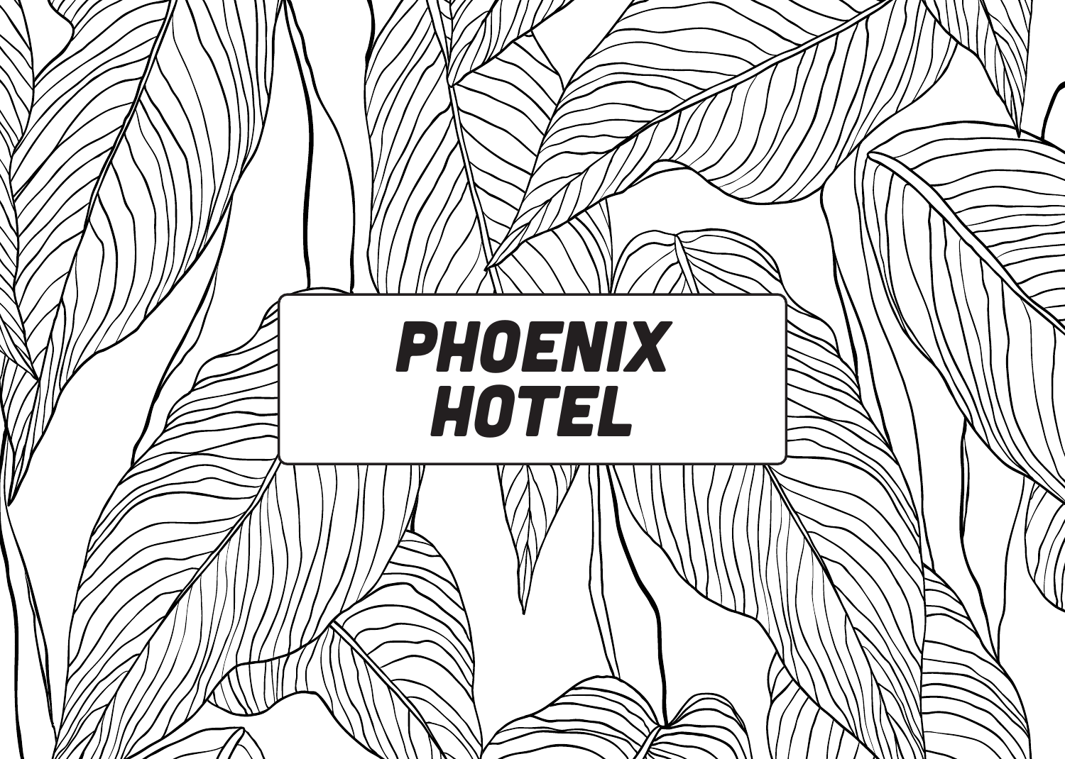# PHOENIX HOTEL